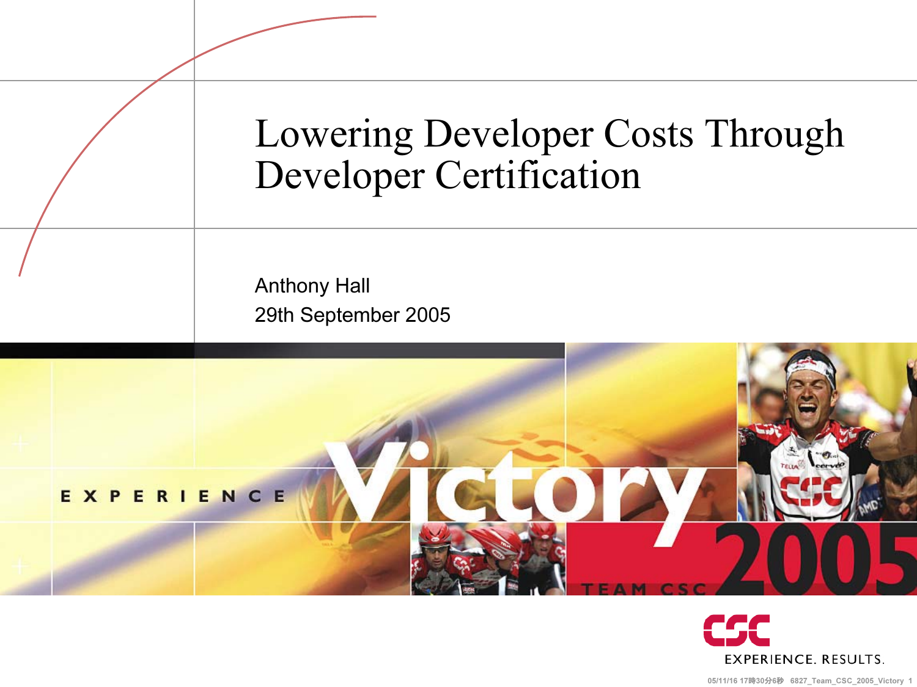# Lowering Developer Costs Through Developer Certification

Anthony Hall

29th September 2005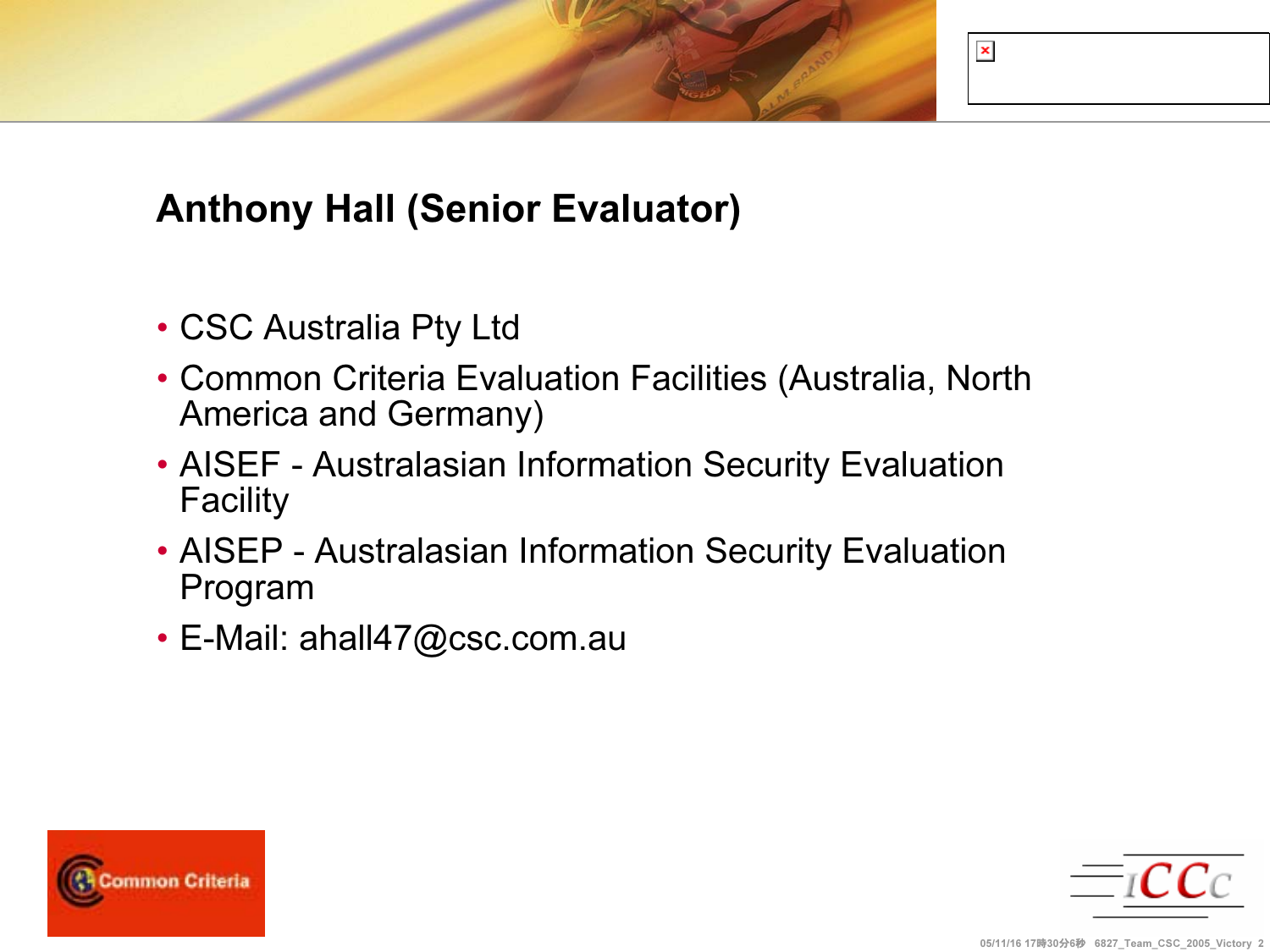## Anthony Hall (Senior Evaluator)

- CSC Australia Pty Ltd
- Common Criteria Evaluation Facilities (Australia, North America and Germany)
- AISEF - Australasian Information Security Evaluation Facility
- AISEP - Australasian Information Security Evaluation Program
- E-Mail: ahall47@csc.com.au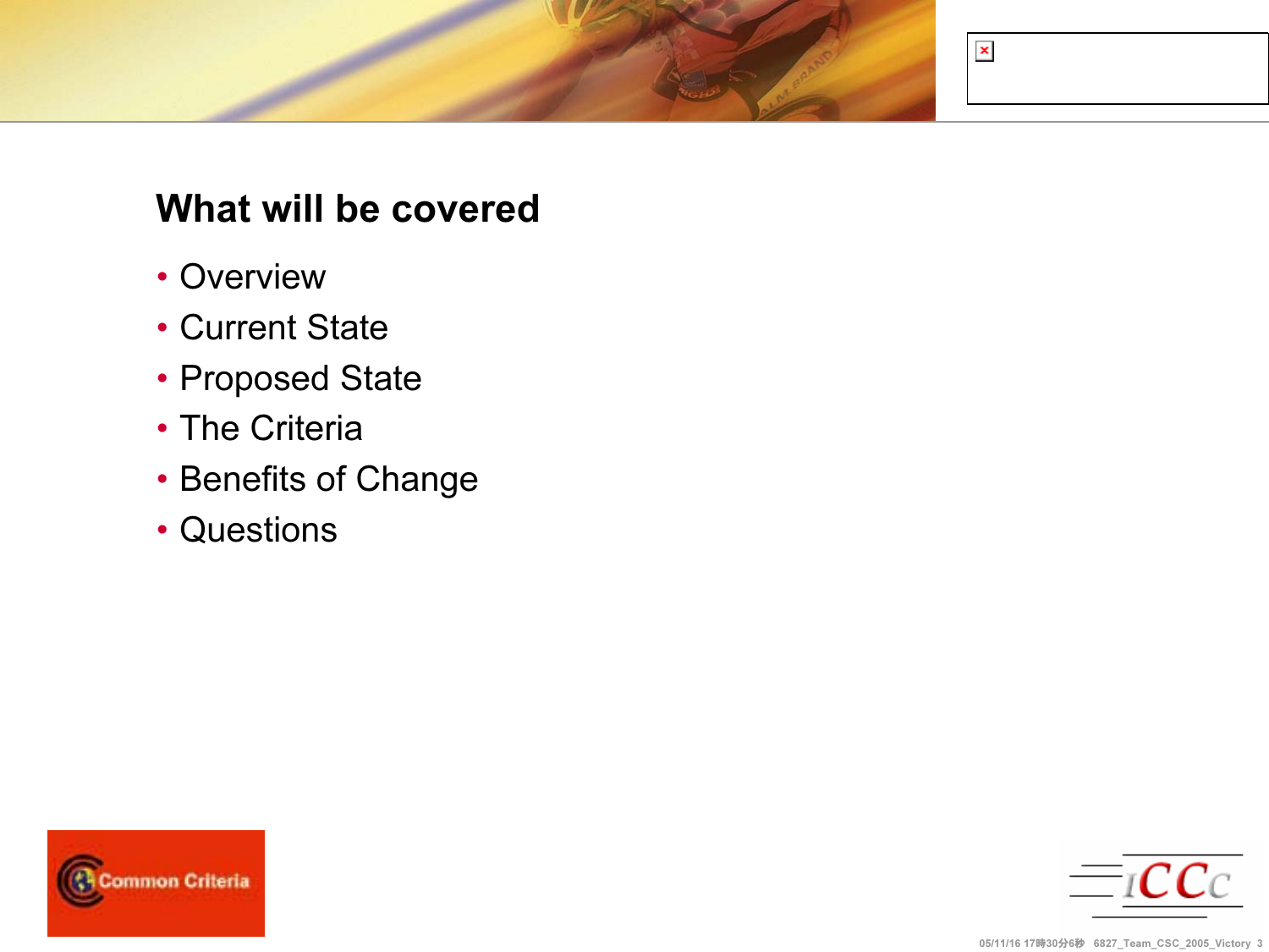## What will be covered

- Overview
- Current State
- Proposed State
- The Criteria
- Benefits of Change
- Questions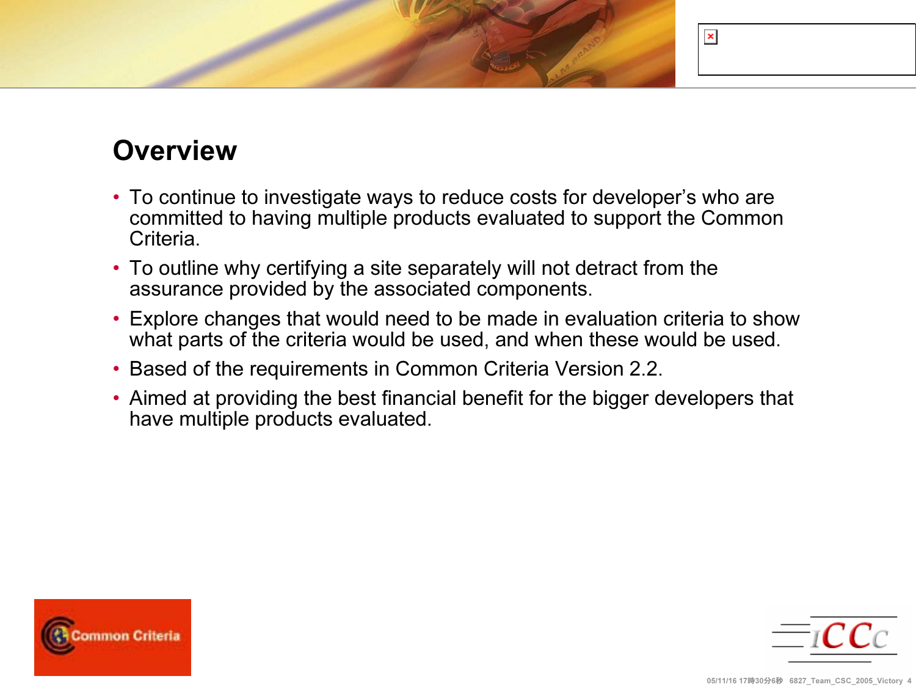# Overview

- To continue to investigate ways to reduce costs for developer’s who are committed to having multiple products evaluated to support the Common Criteria.
- To outline why certifying a site separately will not detract from the assurance provided by the associated components.
- Explore changes that would need to be made in evaluation criteria to show what parts of the criteria would be used, and when these would be used.
- Based of the requirements in Common Criteria Version 2.2.
- Aimed at providing the best financial benefit for the bigger developers that have multiple products evaluated.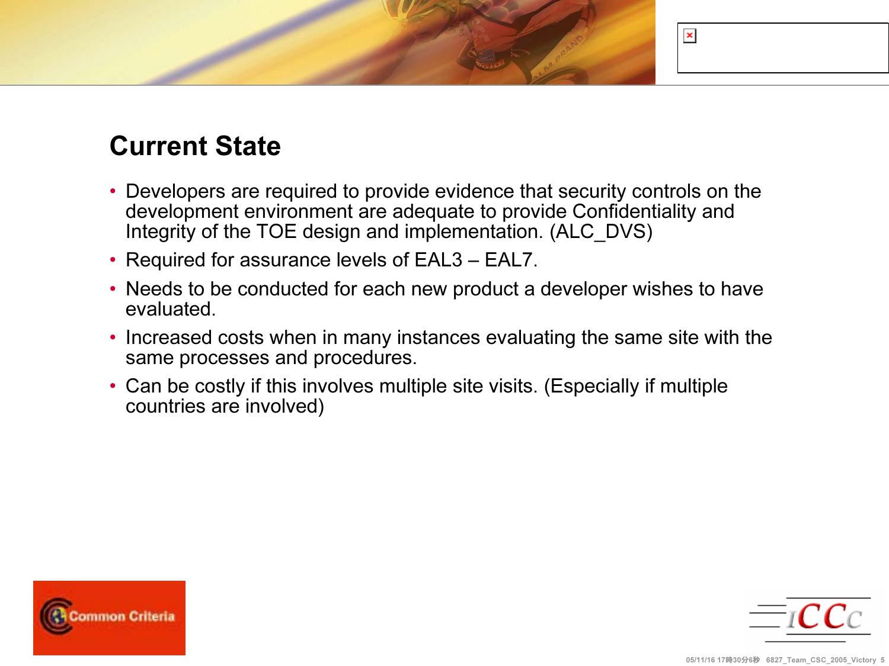## Current State

- Developers are required to provide evidence that security controls on the development environment are adequate to provide Confidentiality and Integrity of the TOE design and implementation. (ALC_DVS)
- Required for assurance levels of EAL3 – EAL7.
- Needs to be conducted for each new product a developer wishes to have evaluated.
- Increased costs when in many instances evaluating the same site with the same processes and procedures.
- Can be costly if this involves multiple site visits. (Especially if multiple countries are involved)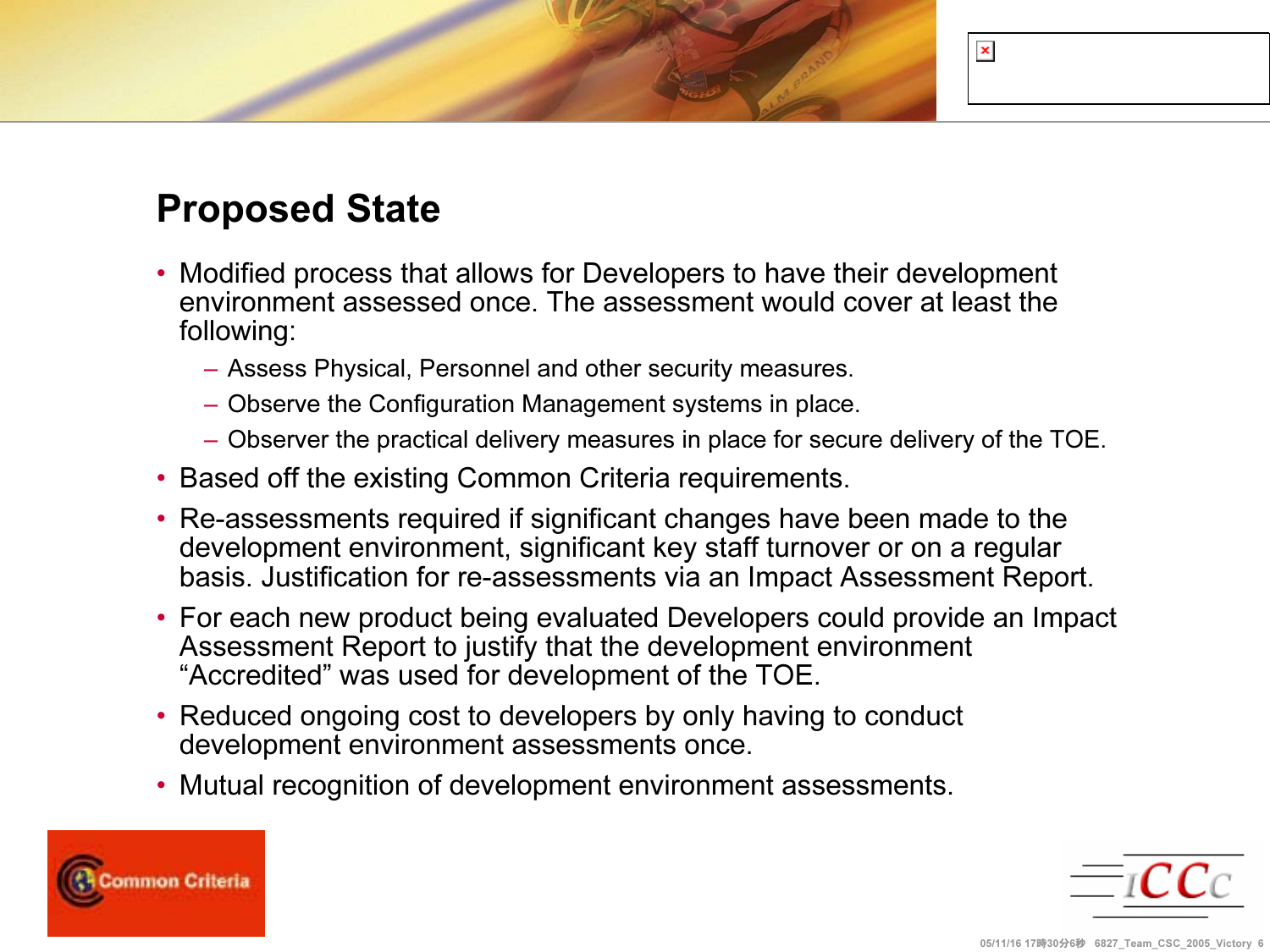# Proposed State

- Modified process that allows for Developers to have their development environment assessed once. The assessment would cover at least the following:
  - Assess Physical, Personnel and other security measures.
  - Observe the Configuration Management systems in place.
  - Observer the practical delivery measures in place for secure delivery of the TOE.
- Based off the existing Common Criteria requirements.
- Re-assessments required if significant changes have been made to the development environment, significant key staff turnover or on a regular basis. Justification for re-assessments via an Impact Assessment Report.
- For each new product being evaluated Developers could provide an Impact Assessment Report to justify that the development environment "Accredited" was used for development of the TOE.
- Reduced ongoing cost to developers by only having to conduct development environment assessments once.
- Mutual recognition of development environment assessments.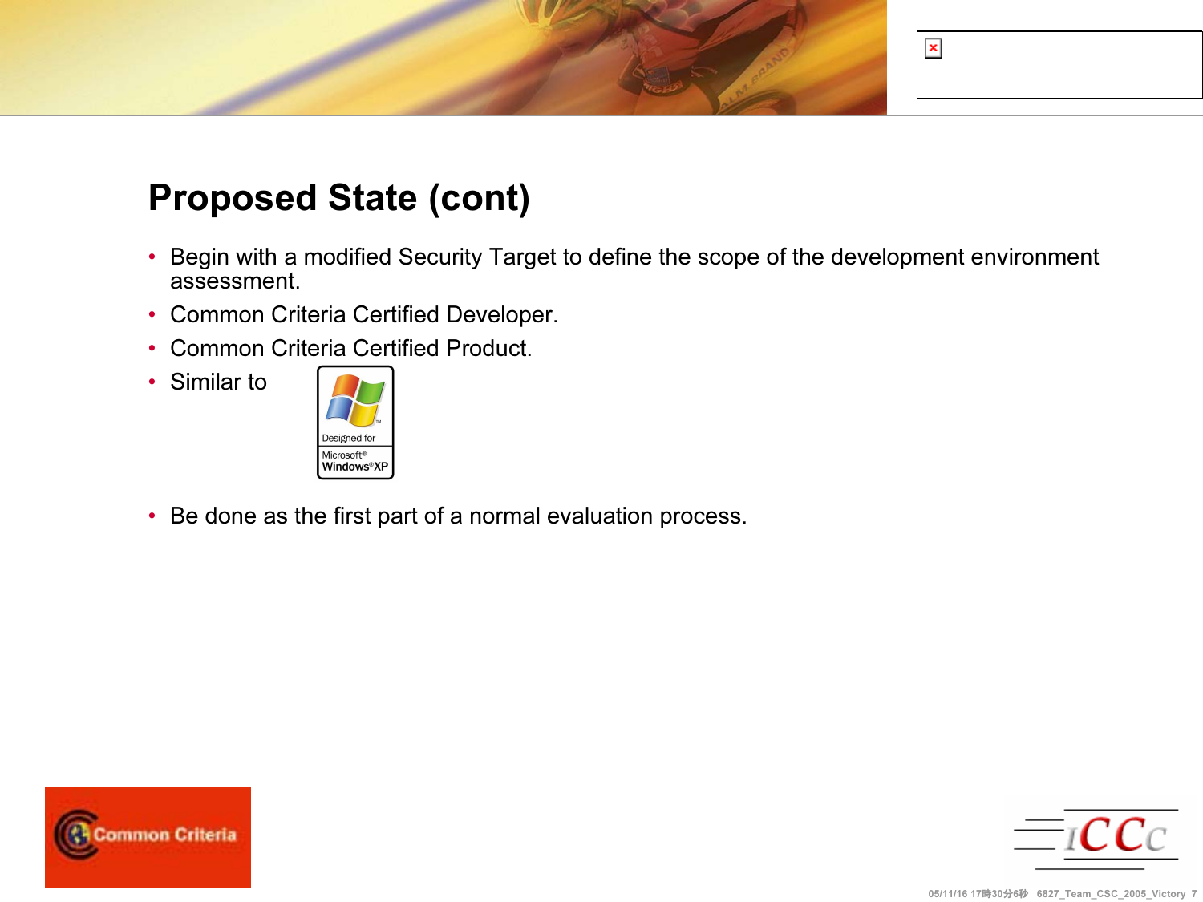# Proposed State (cont)

- Begin with a modified Security Target to define the scope of the development environment assessment.
- Common Criteria Certified Developer.
- Common Criteria Certified Product.
- Similar to
- Be done as the first part of a normal evaluation process.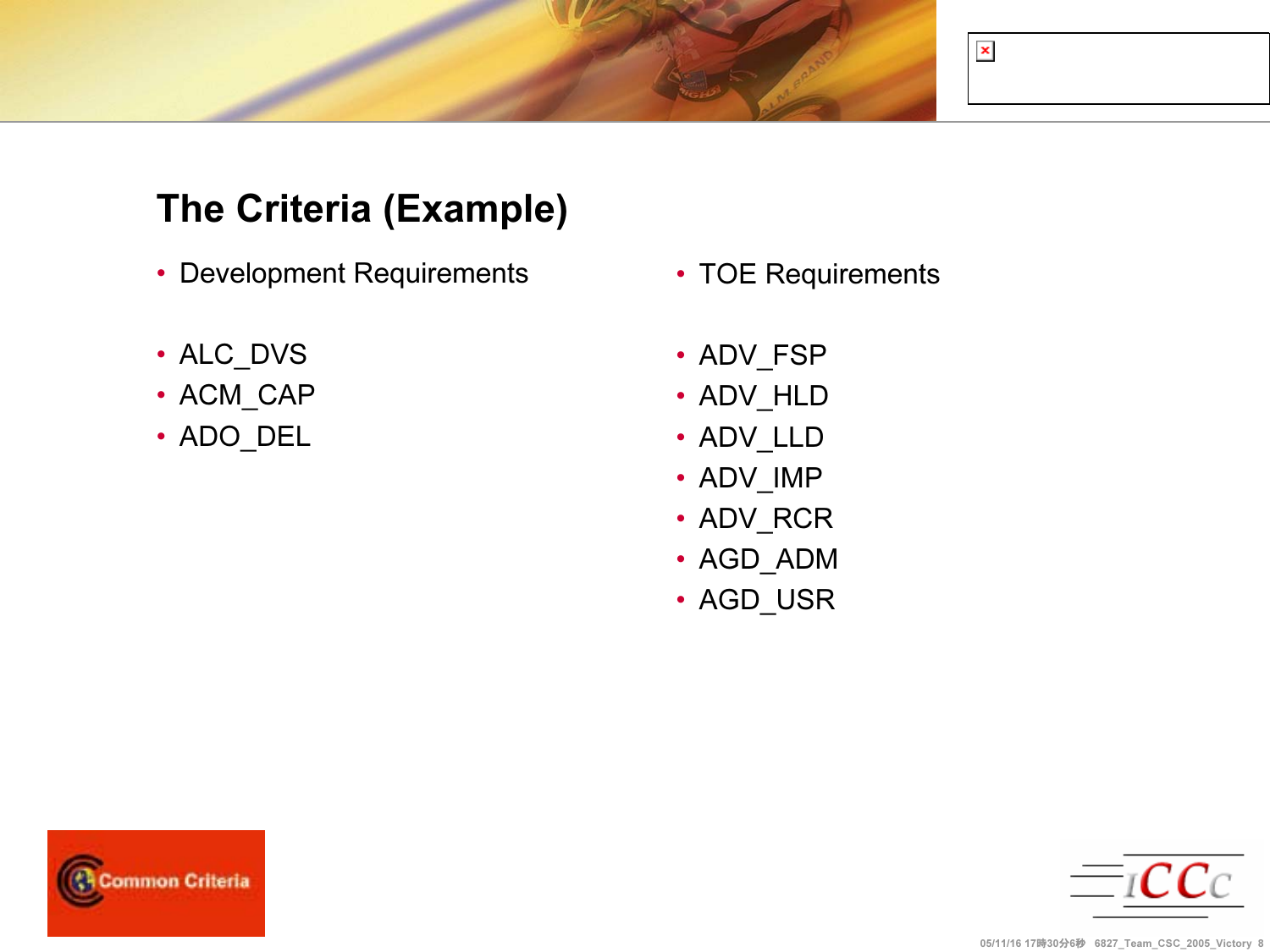# The Criteria (Example)

- Development Requirements

- ALC_DVS
- ACM_CAP
- ADO_DEL

- TOE Requirements

- ADV_FSP
- ADV_HLD
- ADV_LLD
- ADV_IMP
- ADV_RCR
- AGD_ADM
- AGD_USR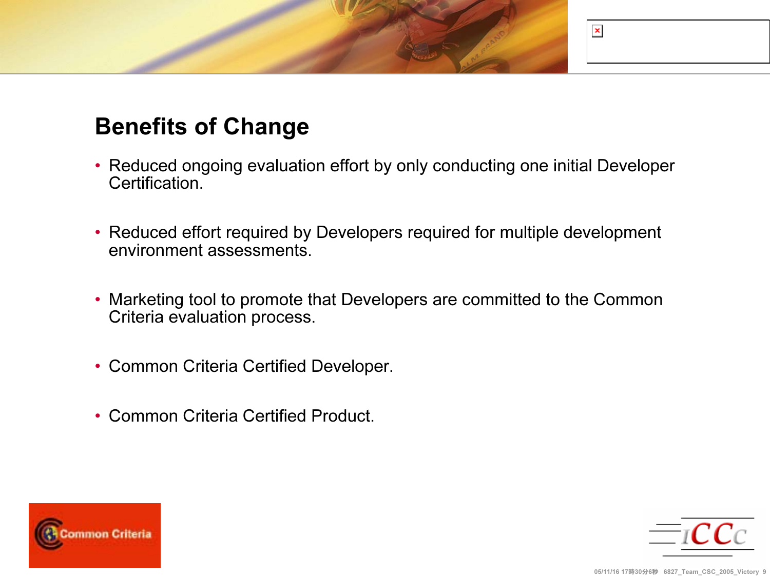## Benefits of Change

- Reduced ongoing evaluation effort by only conducting one initial Developer Certification.
- Reduced effort required by Developers required for multiple development environment assessments.
- Marketing tool to promote that Developers are committed to the Common Criteria evaluation process.
- Common Criteria Certified Developer.
- Common Criteria Certified Product.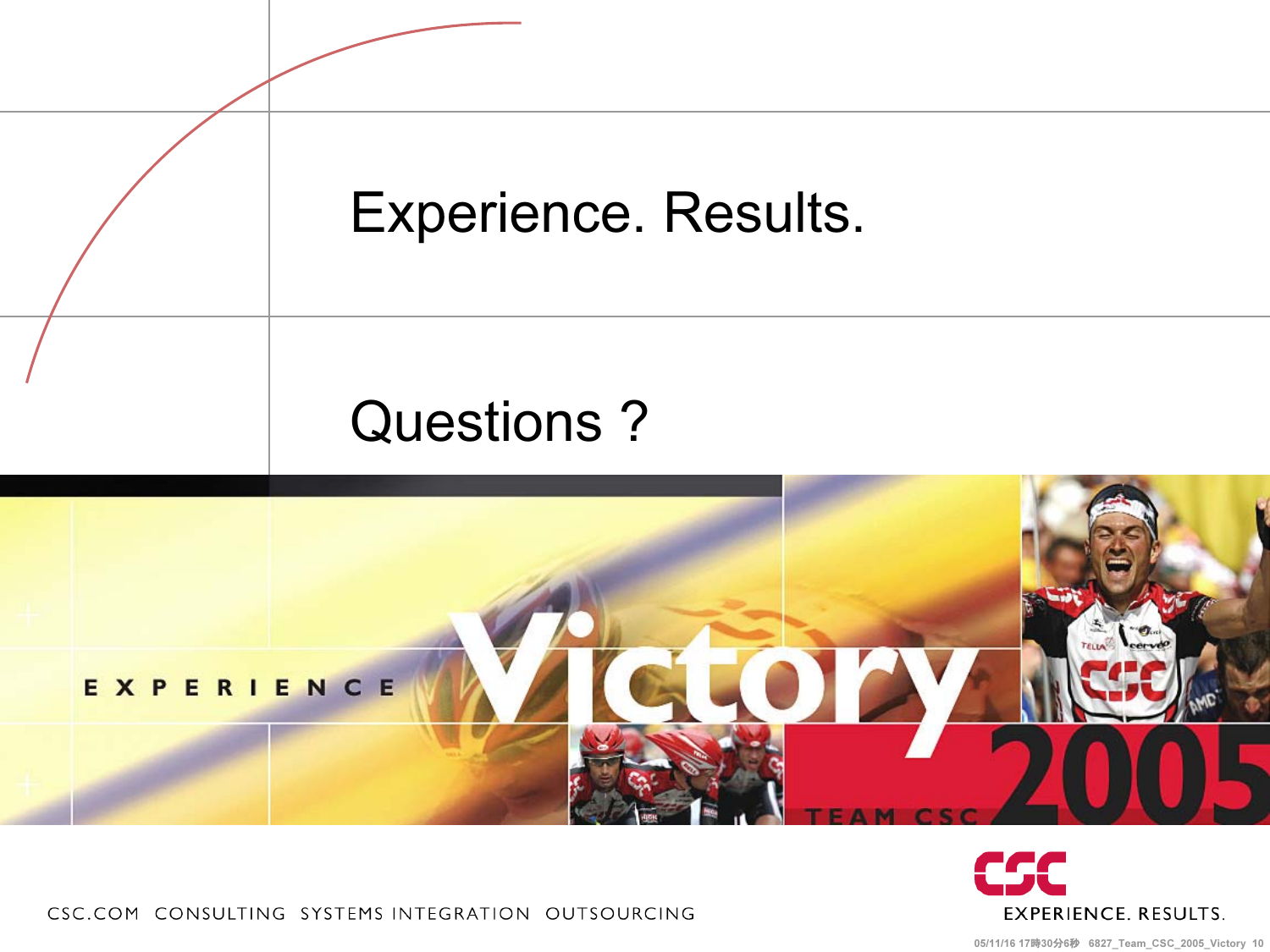# Experience. Results.

# Questions ?

EXPERIENCE Victory

TEAM CSC 2005

CSC.COM CONSULTING SYSTEMS INTEGRATION OUTSOURCING

CSC

EXPERIENCE. RESULTS.